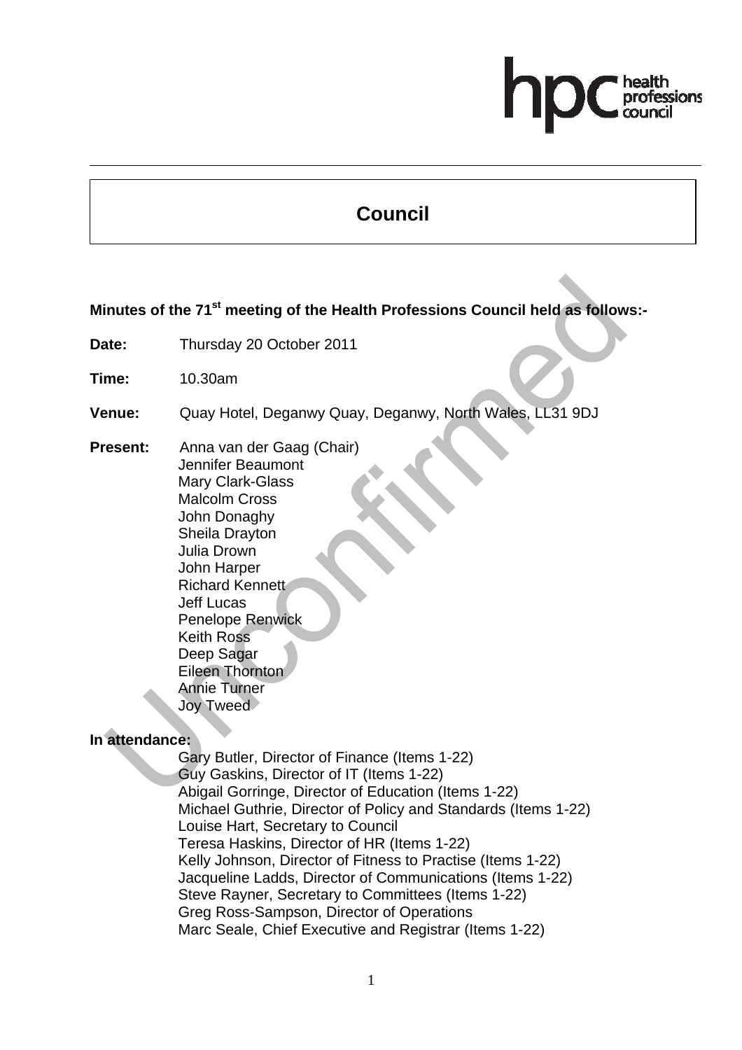# Council

**Minutes of the 71st meeting of the Health Professions Council held as follows:-**

**Date:** Thursday 20 October 2011

**Time:** 10.30am

**Venue:** Quay Hotel, Deganwy Quay, Deganwy, North Wales, LL31 9DJ

**Present:** Anna van der Gaag (Chair)
Jennifer Beaumont
Mary Clark-Glass
Malcolm Cross
John Donaghy
Sheila Drayton
Julia Drown
John Harper
Richard Kennett
Jeff Lucas
Penelope Renwick
Keith Ross
Deep Sagar
Eileen Thornton
Annie Turner
Joy Tweed

**In attendance:**
Gary Butler, Director of Finance (Items 1-22)
Guy Gaskins, Director of IT (Items 1-22)
Abigail Gorringe, Director of Education (Items 1-22)
Michael Guthrie, Director of Policy and Standards (Items 1-22)
Louise Hart, Secretary to Council
Teresa Haskins, Director of HR (Items 1-22)
Kelly Johnson, Director of Fitness to Practise (Items 1-22)
Jacqueline Ladds, Director of Communications (Items 1-22)
Steve Rayner, Secretary to Committees (Items 1-22)
Greg Ross-Sampson, Director of Operations
Marc Seale, Chief Executive and Registrar (Items 1-22)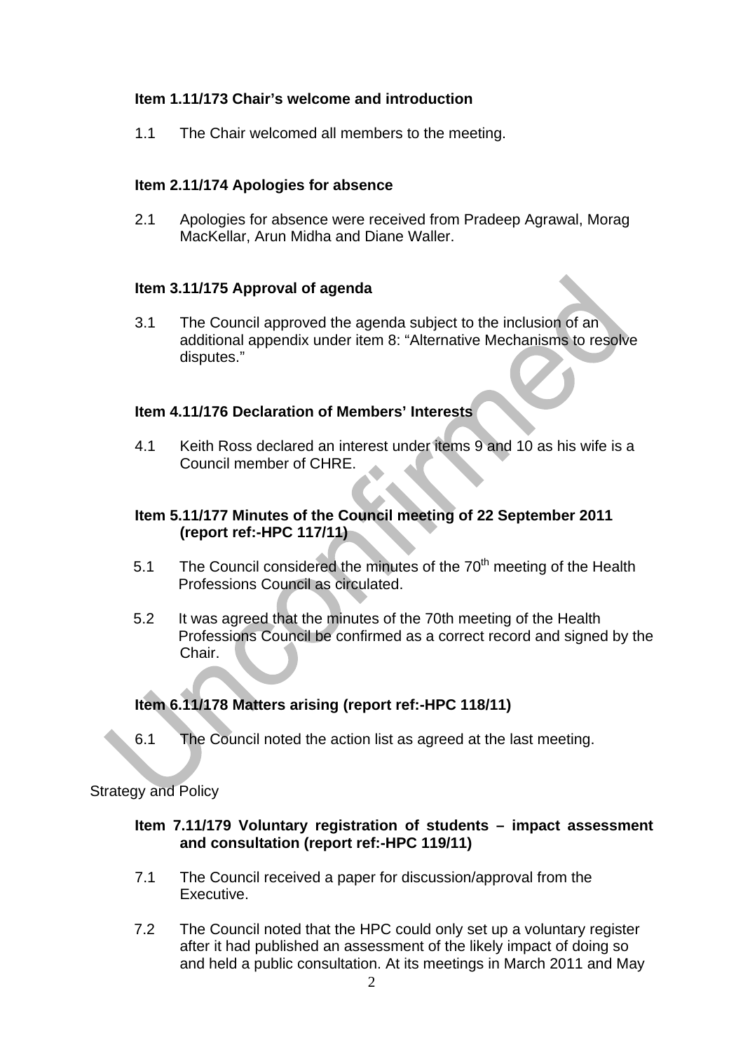### Item 1.11/173 Chair's welcome and introduction

1.1 The Chair welcomed all members to the meeting.

### Item 2.11/174 Apologies for absence

2.1 Apologies for absence were received from Pradeep Agrawal, Morag MacKellar, Arun Midha and Diane Waller.

### Item 3.11/175 Approval of agenda

3.1 The Council approved the agenda subject to the inclusion of an additional appendix under item 8: "Alternative Mechanisms to resolve disputes."

### Item 4.11/176 Declaration of Members' Interests

4.1 Keith Ross declared an interest under items 9 and 10 as his wife is a Council member of CHRE.

### Item 5.11/177 Minutes of the Council meeting of 22 September 2011 (report ref:-HPC 117/11)

5.1 The Council considered the minutes of the 70th meeting of the Health Professions Council as circulated.

5.2 It was agreed that the minutes of the 70th meeting of the Health Professions Council be confirmed as a correct record and signed by the Chair.

### Item 6.11/178 Matters arising (report ref:-HPC 118/11)

6.1 The Council noted the action list as agreed at the last meeting.

## Strategy and Policy

### Item 7.11/179 Voluntary registration of students – impact assessment and consultation (report ref:-HPC 119/11)

7.1 The Council received a paper for discussion/approval from the Executive.

7.2 The Council noted that the HPC could only set up a voluntary register after it had published an assessment of the likely impact of doing so and held a public consultation. At its meetings in March 2011 and May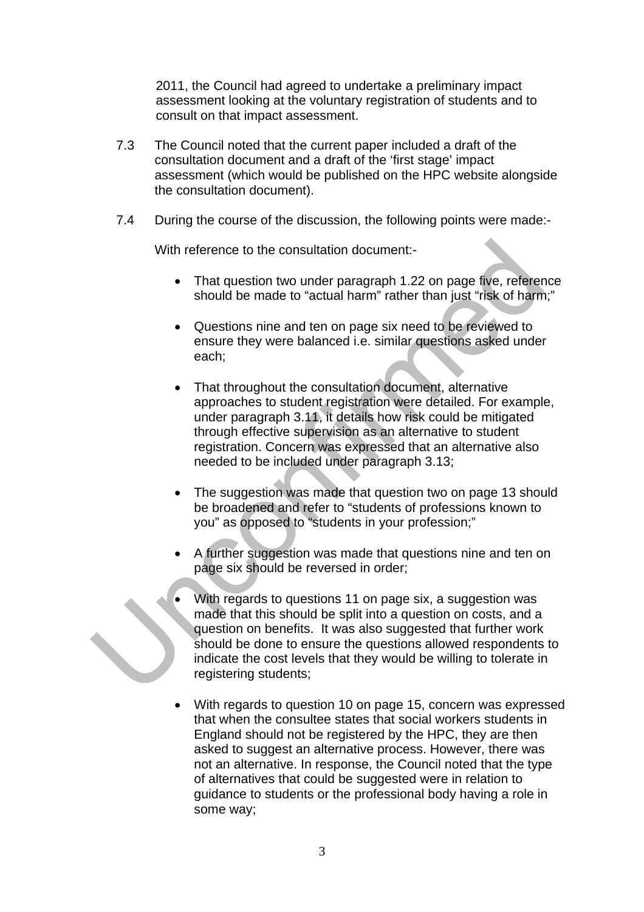2011, the Council had agreed to undertake a preliminary impact assessment looking at the voluntary registration of students and to consult on that impact assessment.

7.3 The Council noted that the current paper included a draft of the consultation document and a draft of the 'first stage' impact assessment (which would be published on the HPC website alongside the consultation document).

7.4 During the course of the discussion, the following points were made:-

With reference to the consultation document:-

- That question two under paragraph 1.22 on page five, reference should be made to "actual harm" rather than just "risk of harm;"

- Questions nine and ten on page six need to be reviewed to ensure they were balanced i.e. similar questions asked under each;

- That throughout the consultation document, alternative approaches to student registration were detailed. For example, under paragraph 3.11, it details how risk could be mitigated through effective supervision as an alternative to student registration. Concern was expressed that an alternative also needed to be included under paragraph 3.13;

- The suggestion was made that question two on page 13 should be broadened and refer to "students of professions known to you" as opposed to "students in your profession;"

- A further suggestion was made that questions nine and ten on page six should be reversed in order;

- With regards to questions 11 on page six, a suggestion was made that this should be split into a question on costs, and a question on benefits. It was also suggested that further work should be done to ensure the questions allowed respondents to indicate the cost levels that they would be willing to tolerate in registering students;

- With regards to question 10 on page 15, concern was expressed that when the consultee states that social workers students in England should not be registered by the HPC, they are then asked to suggest an alternative process. However, there was not an alternative. In response, the Council noted that the type of alternatives that could be suggested were in relation to guidance to students or the professional body having a role in some way;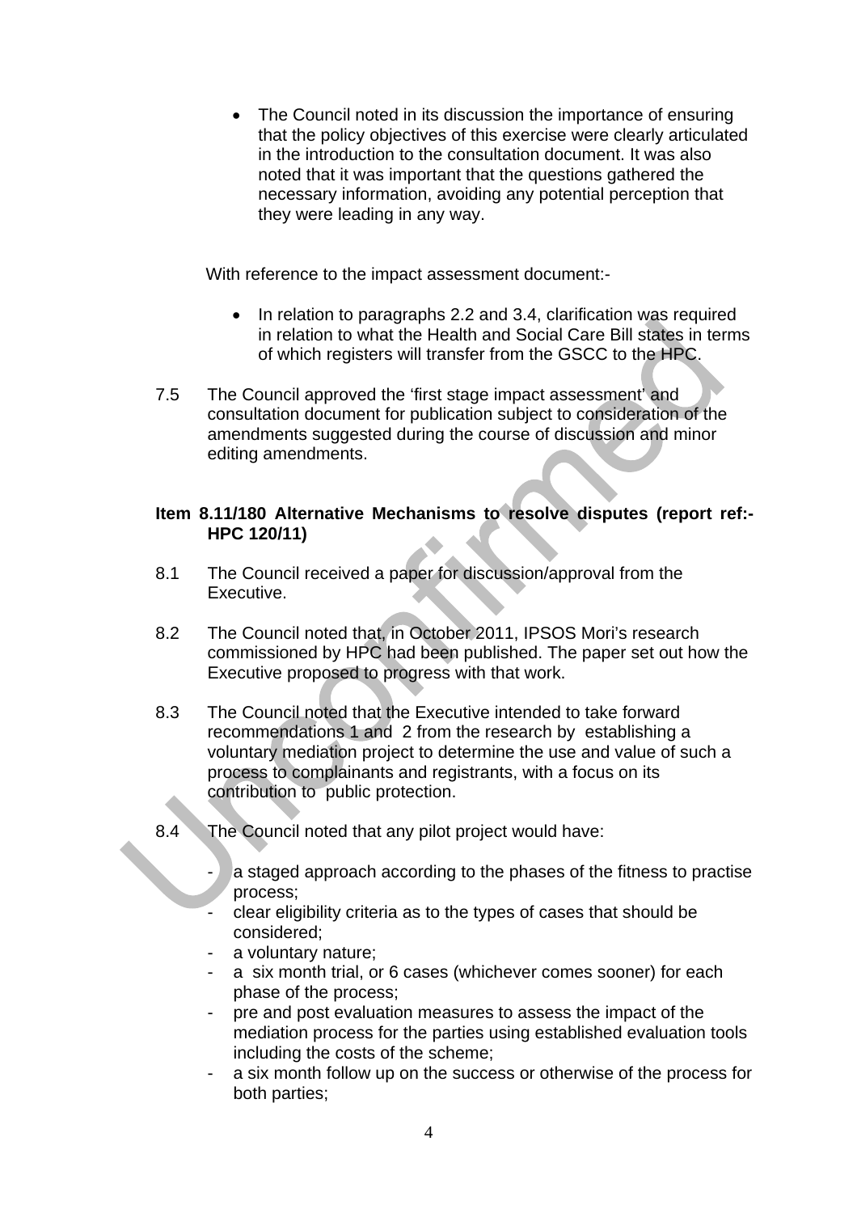- The Council noted in its discussion the importance of ensuring that the policy objectives of this exercise were clearly articulated in the introduction to the consultation document. It was also noted that it was important that the questions gathered the necessary information, avoiding any potential perception that they were leading in any way.

With reference to the impact assessment document:-

- In relation to paragraphs 2.2 and 3.4, clarification was required in relation to what the Health and Social Care Bill states in terms of which registers will transfer from the GSCC to the HPC.

7.5 The Council approved the 'first stage impact assessment' and consultation document for publication subject to consideration of the amendments suggested during the course of discussion and minor editing amendments.

**Item 8.11/180 Alternative Mechanisms to resolve disputes (report ref:- HPC 120/11)**

8.1 The Council received a paper for discussion/approval from the Executive.

8.2 The Council noted that, in October 2011, IPSOS Mori's research commissioned by HPC had been published. The paper set out how the Executive proposed to progress with that work.

8.3 The Council noted that the Executive intended to take forward recommendations 1 and 2 from the research by establishing a voluntary mediation project to determine the use and value of such a process to complainants and registrants, with a focus on its contribution to public protection.

8.4 The Council noted that any pilot project would have:

- a staged approach according to the phases of the fitness to practise process;
- clear eligibility criteria as to the types of cases that should be considered;
- a voluntary nature;
- a six month trial, or 6 cases (whichever comes sooner) for each phase of the process;
- pre and post evaluation measures to assess the impact of the mediation process for the parties using established evaluation tools including the costs of the scheme;
- a six month follow up on the success or otherwise of the process for both parties;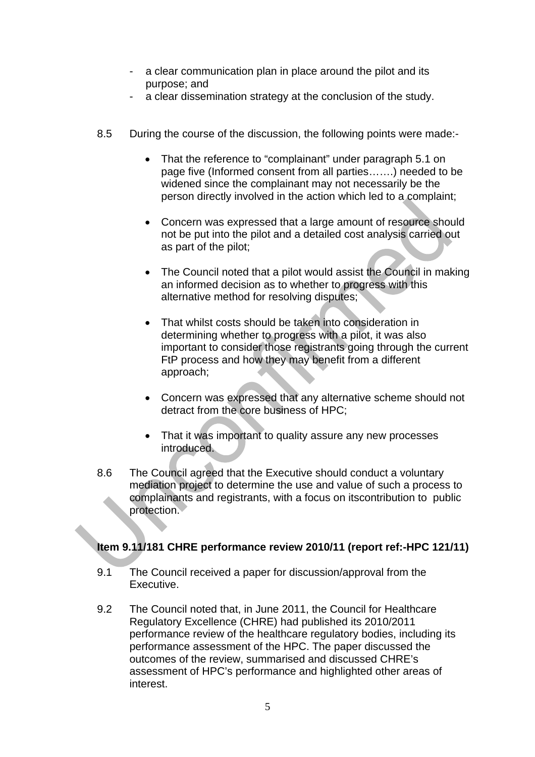- a clear communication plan in place around the pilot and its purpose; and
- a clear dissemination strategy at the conclusion of the study.

8.5 During the course of the discussion, the following points were made:-

- That the reference to "complainant" under paragraph 5.1 on page five (Informed consent from all parties…….) needed to be widened since the complainant may not necessarily be the person directly involved in the action which led to a complaint;
- Concern was expressed that a large amount of resource should not be put into the pilot and a detailed cost analysis carried out as part of the pilot;
- The Council noted that a pilot would assist the Council in making an informed decision as to whether to progress with this alternative method for resolving disputes;
- That whilst costs should be taken into consideration in determining whether to progress with a pilot, it was also important to consider those registrants going through the current FtP process and how they may benefit from a different approach;
- Concern was expressed that any alternative scheme should not detract from the core business of HPC;
- That it was important to quality assure any new processes introduced.

8.6 The Council agreed that the Executive should conduct a voluntary mediation project to determine the use and value of such a process to complainants and registrants, with a focus on itscontribution to public protection.

**Item 9.11/181 CHRE performance review 2010/11 (report ref:-HPC 121/11)**

9.1 The Council received a paper for discussion/approval from the Executive.

9.2 The Council noted that, in June 2011, the Council for Healthcare Regulatory Excellence (CHRE) had published its 2010/2011 performance review of the healthcare regulatory bodies, including its performance assessment of the HPC. The paper discussed the outcomes of the review, summarised and discussed CHRE's assessment of HPC's performance and highlighted other areas of interest.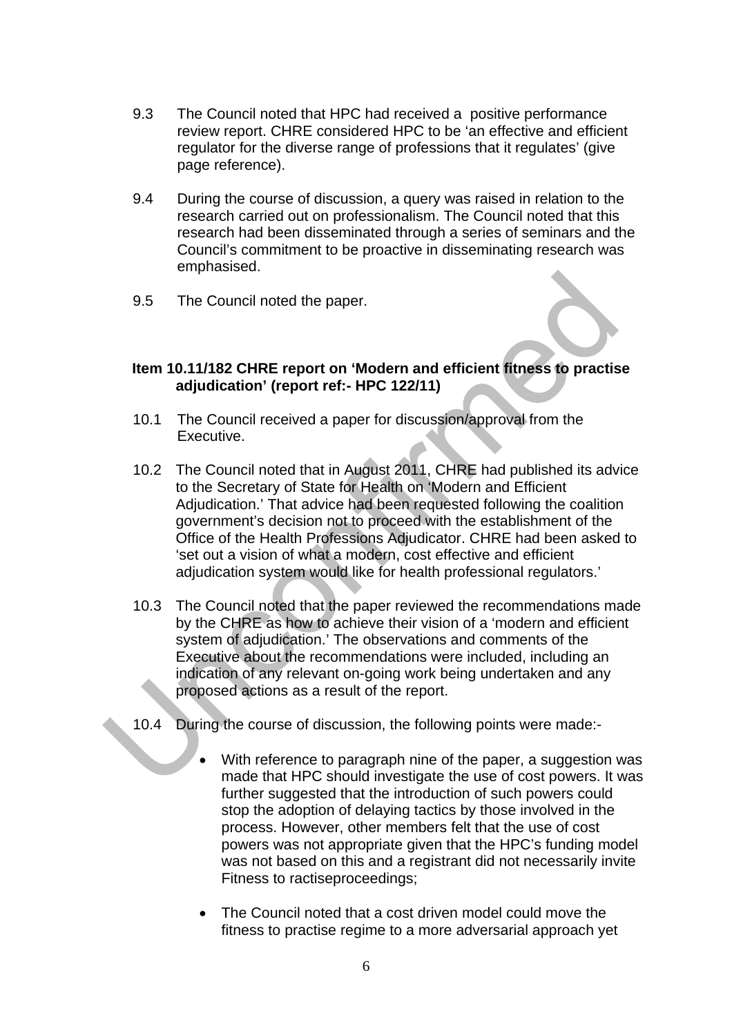9.3 The Council noted that HPC had received a positive performance review report. CHRE considered HPC to be 'an effective and efficient regulator for the diverse range of professions that it regulates' (give page reference).

9.4 During the course of discussion, a query was raised in relation to the research carried out on professionalism. The Council noted that this research had been disseminated through a series of seminars and the Council's commitment to be proactive in disseminating research was emphasised.

9.5 The Council noted the paper.

**Item 10.11/182 CHRE report on 'Modern and efficient fitness to practise adjudication' (report ref:- HPC 122/11)**

10.1 The Council received a paper for discussion/approval from the Executive.

10.2 The Council noted that in August 2011, CHRE had published its advice to the Secretary of State for Health on 'Modern and Efficient Adjudication.' That advice had been requested following the coalition government's decision not to proceed with the establishment of the Office of the Health Professions Adjudicator. CHRE had been asked to 'set out a vision of what a modern, cost effective and efficient adjudication system would like for health professional regulators.'

10.3 The Council noted that the paper reviewed the recommendations made by the CHRE as how to achieve their vision of a 'modern and efficient system of adjudication.' The observations and comments of the Executive about the recommendations were included, including an indication of any relevant on-going work being undertaken and any proposed actions as a result of the report.

10.4 During the course of discussion, the following points were made:-

- With reference to paragraph nine of the paper, a suggestion was made that HPC should investigate the use of cost powers. It was further suggested that the introduction of such powers could stop the adoption of delaying tactics by those involved in the process. However, other members felt that the use of cost powers was not appropriate given that the HPC's funding model was not based on this and a registrant did not necessarily invite Fitness to ractiseproceedings;

- The Council noted that a cost driven model could move the fitness to practise regime to a more adversarial approach yet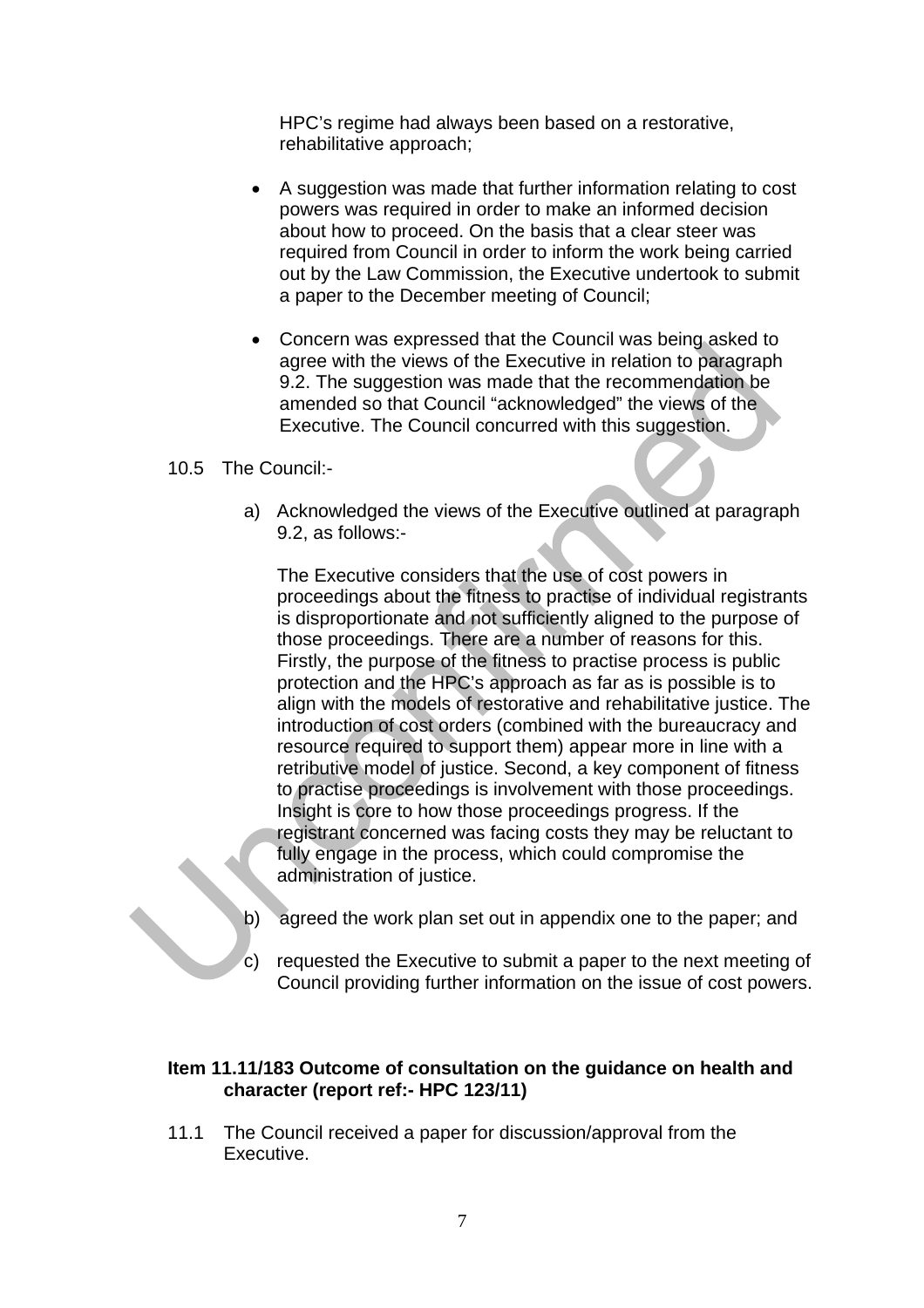HPC's regime had always been based on a restorative, rehabilitative approach;

- A suggestion was made that further information relating to cost powers was required in order to make an informed decision about how to proceed. On the basis that a clear steer was required from Council in order to inform the work being carried out by the Law Commission, the Executive undertook to submit a paper to the December meeting of Council;

- Concern was expressed that the Council was being asked to agree with the views of the Executive in relation to paragraph 9.2. The suggestion was made that the recommendation be amended so that Council "acknowledged" the views of the Executive. The Council concurred with this suggestion.

10.5 The Council:-

a) Acknowledged the views of the Executive outlined at paragraph 9.2, as follows:-

The Executive considers that the use of cost powers in proceedings about the fitness to practise of individual registrants is disproportionate and not sufficiently aligned to the purpose of those proceedings. There are a number of reasons for this. Firstly, the purpose of the fitness to practise process is public protection and the HPC's approach as far as is possible is to align with the models of restorative and rehabilitative justice. The introduction of cost orders (combined with the bureaucracy and resource required to support them) appear more in line with a retributive model of justice. Second, a key component of fitness to practise proceedings is involvement with those proceedings. Insight is core to how those proceedings progress. If the registrant concerned was facing costs they may be reluctant to fully engage in the process, which could compromise the administration of justice.

b) agreed the work plan set out in appendix one to the paper; and

c) requested the Executive to submit a paper to the next meeting of Council providing further information on the issue of cost powers.

**Item 11.11/183 Outcome of consultation on the guidance on health and character (report ref:- HPC 123/11)**

11.1 The Council received a paper for discussion/approval from the Executive.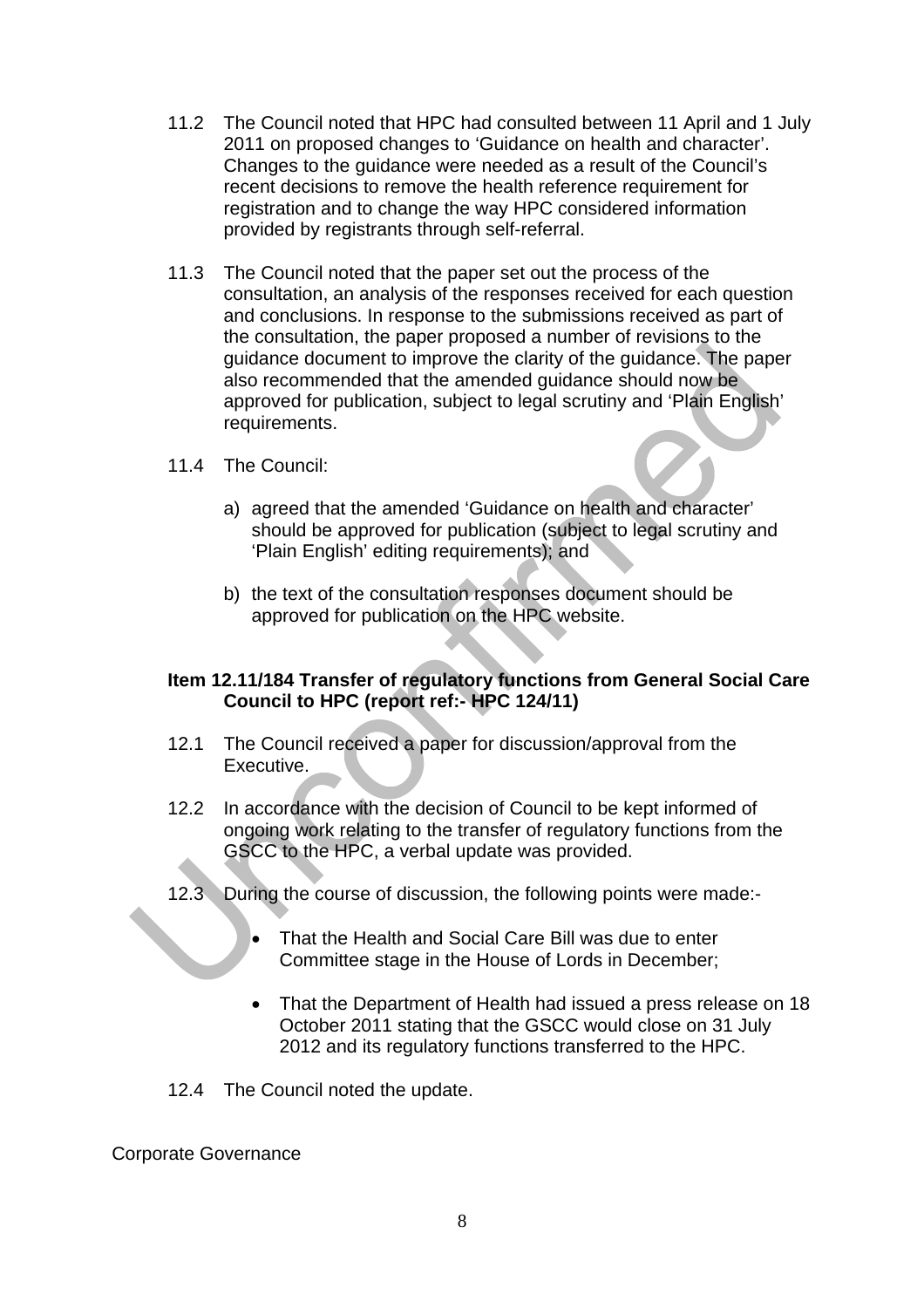11.2 The Council noted that HPC had consulted between 11 April and 1 July 2011 on proposed changes to 'Guidance on health and character'. Changes to the guidance were needed as a result of the Council's recent decisions to remove the health reference requirement for registration and to change the way HPC considered information provided by registrants through self-referral.

11.3 The Council noted that the paper set out the process of the consultation, an analysis of the responses received for each question and conclusions. In response to the submissions received as part of the consultation, the paper proposed a number of revisions to the guidance document to improve the clarity of the guidance. The paper also recommended that the amended guidance should now be approved for publication, subject to legal scrutiny and 'Plain English' requirements.

11.4 The Council:

a) agreed that the amended 'Guidance on health and character' should be approved for publication (subject to legal scrutiny and 'Plain English' editing requirements); and

b) the text of the consultation responses document should be approved for publication on the HPC website.

**Item 12.11/184 Transfer of regulatory functions from General Social Care Council to HPC (report ref:- HPC 124/11)**

12.1 The Council received a paper for discussion/approval from the Executive.

12.2 In accordance with the decision of Council to be kept informed of ongoing work relating to the transfer of regulatory functions from the GSCC to the HPC, a verbal update was provided.

12.3 During the course of discussion, the following points were made:-

- That the Health and Social Care Bill was due to enter Committee stage in the House of Lords in December;
- That the Department of Health had issued a press release on 18 October 2011 stating that the GSCC would close on 31 July 2012 and its regulatory functions transferred to the HPC.

12.4 The Council noted the update.

Corporate Governance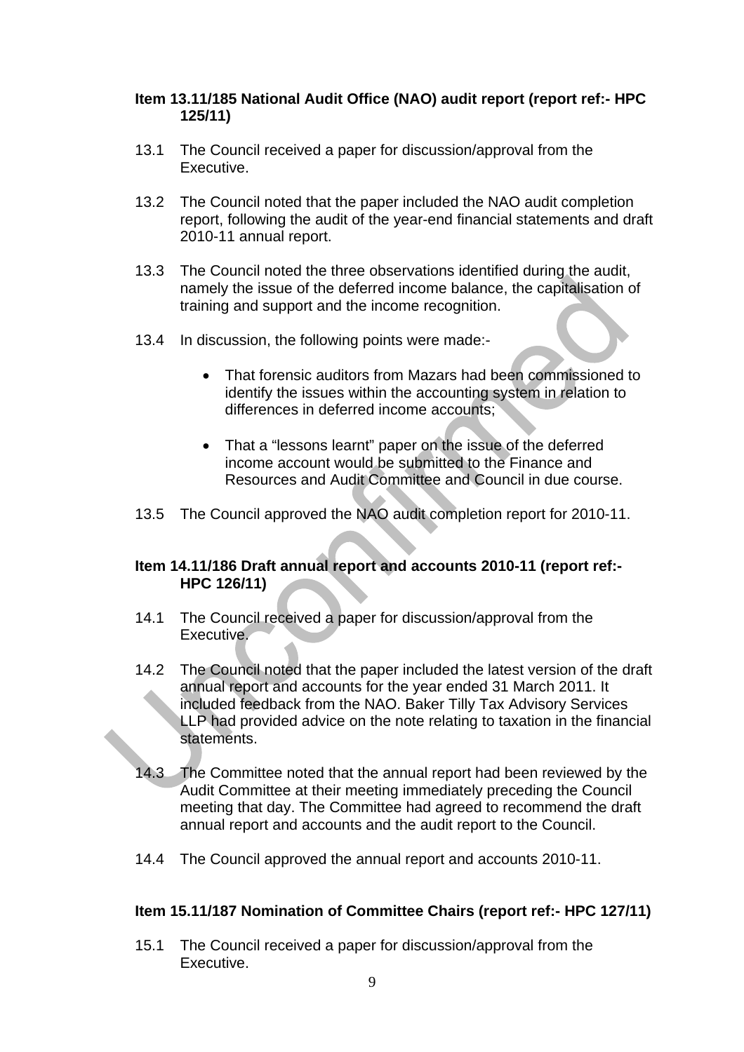### Item 13.11/185 National Audit Office (NAO) audit report (report ref:- HPC 125/11)

13.1 The Council received a paper for discussion/approval from the Executive.

13.2 The Council noted that the paper included the NAO audit completion report, following the audit of the year-end financial statements and draft 2010-11 annual report.

13.3 The Council noted the three observations identified during the audit, namely the issue of the deferred income balance, the capitalisation of training and support and the income recognition.

13.4 In discussion, the following points were made:-

- That forensic auditors from Mazars had been commissioned to identify the issues within the accounting system in relation to differences in deferred income accounts;

- That a "lessons learnt" paper on the issue of the deferred income account would be submitted to the Finance and Resources and Audit Committee and Council in due course.

13.5 The Council approved the NAO audit completion report for 2010-11.

### Item 14.11/186 Draft annual report and accounts 2010-11 (report ref:- HPC 126/11)

14.1 The Council received a paper for discussion/approval from the Executive.

14.2 The Council noted that the paper included the latest version of the draft annual report and accounts for the year ended 31 March 2011. It included feedback from the NAO. Baker Tilly Tax Advisory Services LLP had provided advice on the note relating to taxation in the financial statements.

14.3 The Committee noted that the annual report had been reviewed by the Audit Committee at their meeting immediately preceding the Council meeting that day. The Committee had agreed to recommend the draft annual report and accounts and the audit report to the Council.

14.4 The Council approved the annual report and accounts 2010-11.

### Item 15.11/187 Nomination of Committee Chairs (report ref:- HPC 127/11)

15.1 The Council received a paper for discussion/approval from the Executive.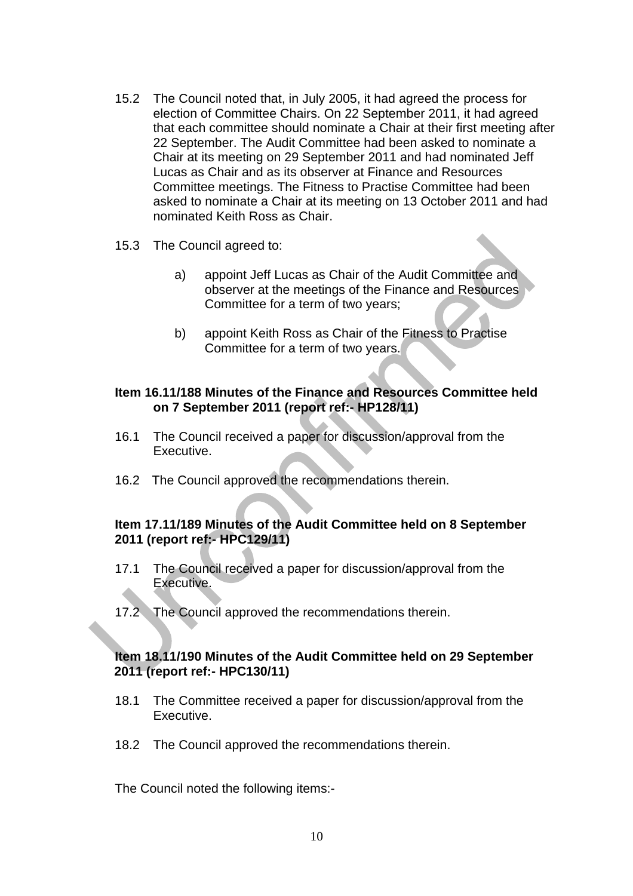15.2 The Council noted that, in July 2005, it had agreed the process for election of Committee Chairs. On 22 September 2011, it had agreed that each committee should nominate a Chair at their first meeting after 22 September. The Audit Committee had been asked to nominate a Chair at its meeting on 29 September 2011 and had nominated Jeff Lucas as Chair and as its observer at Finance and Resources Committee meetings. The Fitness to Practise Committee had been asked to nominate a Chair at its meeting on 13 October 2011 and had nominated Keith Ross as Chair.

15.3 The Council agreed to:

a) appoint Jeff Lucas as Chair of the Audit Committee and observer at the meetings of the Finance and Resources Committee for a term of two years;

b) appoint Keith Ross as Chair of the Fitness to Practise Committee for a term of two years.

**Item 16.11/188 Minutes of the Finance and Resources Committee held on 7 September 2011 (report ref:- HP128/11)**

16.1 The Council received a paper for discussion/approval from the Executive.

16.2 The Council approved the recommendations therein.

**Item 17.11/189 Minutes of the Audit Committee held on 8 September 2011 (report ref:- HPC129/11)**

17.1 The Council received a paper for discussion/approval from the Executive.

17.2 The Council approved the recommendations therein.

**Item 18.11/190 Minutes of the Audit Committee held on 29 September 2011 (report ref:- HPC130/11)**

18.1 The Committee received a paper for discussion/approval from the Executive.

18.2 The Council approved the recommendations therein.

The Council noted the following items:-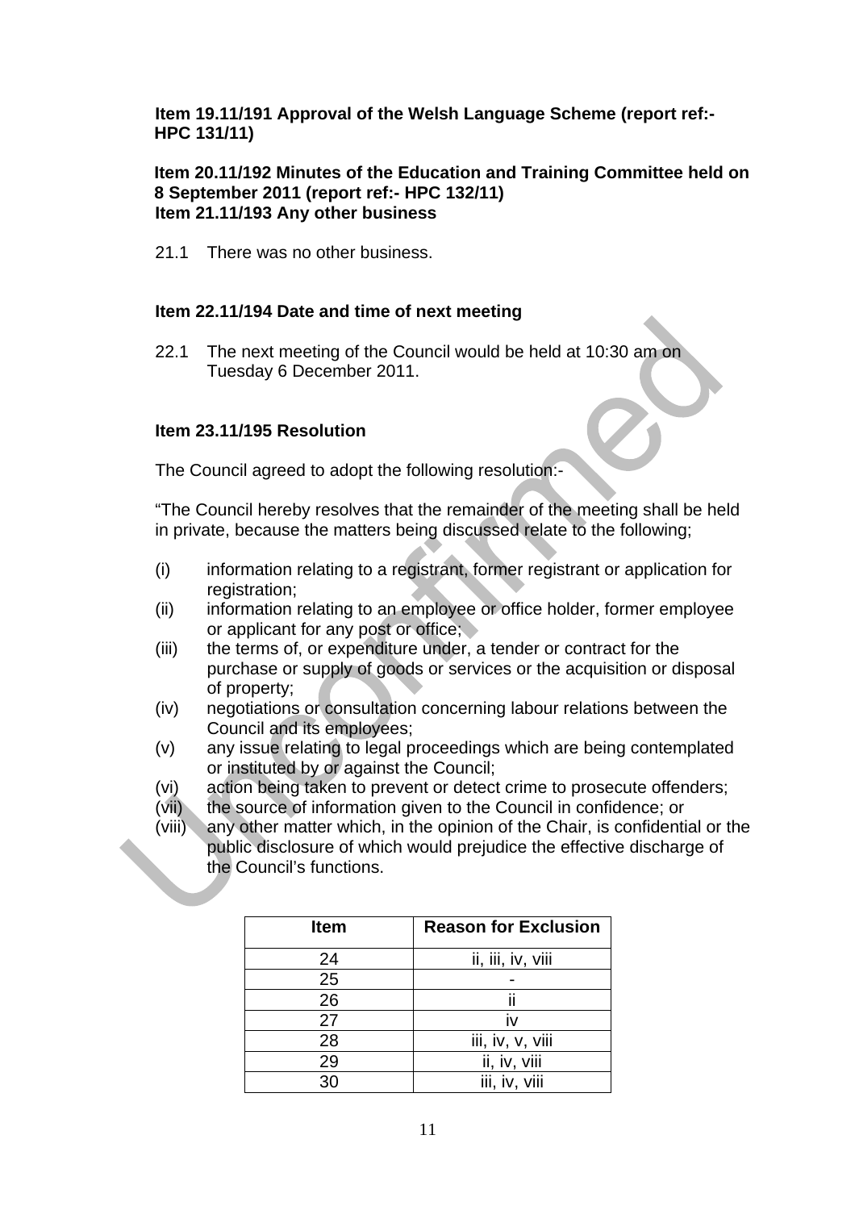**Item 19.11/191 Approval of the Welsh Language Scheme (report ref:- HPC 131/11)**

**Item 20.11/192 Minutes of the Education and Training Committee held on 8 September 2011 (report ref:- HPC 132/11)**

**Item 21.11/193 Any other business**

21.1 There was no other business.

**Item 22.11/194 Date and time of next meeting**

22.1 The next meeting of the Council would be held at 10:30 am on Tuesday 6 December 2011.

**Item 23.11/195 Resolution**

The Council agreed to adopt the following resolution:-

"The Council hereby resolves that the remainder of the meeting shall be held in private, because the matters being discussed relate to the following;

(i) information relating to a registrant, former registrant or application for registration;
(ii) information relating to an employee or office holder, former employee or applicant for any post or office;
(iii) the terms of, or expenditure under, a tender or contract for the purchase or supply of goods or services or the acquisition or disposal of property;
(iv) negotiations or consultation concerning labour relations between the Council and its employees;
(v) any issue relating to legal proceedings which are being contemplated or instituted by or against the Council;
(vi) action being taken to prevent or detect crime to prosecute offenders;
(vii) the source of information given to the Council in confidence; or
(viii) any other matter which, in the opinion of the Chair, is confidential or the public disclosure of which would prejudice the effective discharge of the Council's functions.

| Item | Reason for Exclusion |
| --- | --- |
| 24 | ii, iii, iv, viii |
| 25 | - |
| 26 | ii |
| 27 | iv |
| 28 | iii, iv, v, viii |
| 29 | ii, iv, viii |
| 30 | iii, iv, viii |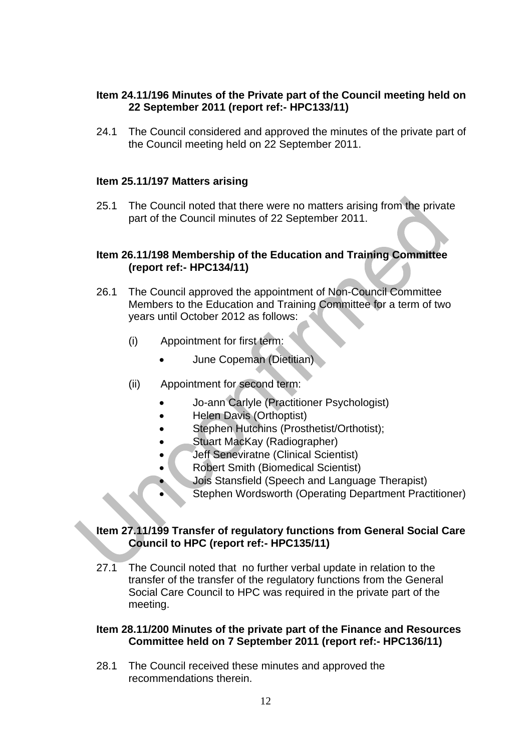**Item 24.11/196 Minutes of the Private part of the Council meeting held on 22 September 2011 (report ref:- HPC133/11)**

24.1 The Council considered and approved the minutes of the private part of the Council meeting held on 22 September 2011.

**Item 25.11/197 Matters arising**

25.1 The Council noted that there were no matters arising from the private part of the Council minutes of 22 September 2011.

**Item 26.11/198 Membership of the Education and Training Committee (report ref:- HPC134/11)**

26.1 The Council approved the appointment of Non-Council Committee Members to the Education and Training Committee for a term of two years until October 2012 as follows:

(i) Appointment for first term:

- June Copeman (Dietitian)

(ii) Appointment for second term:

- Jo-ann Carlyle (Practitioner Psychologist)
- Helen Davis (Orthoptist)
- Stephen Hutchins (Prosthetist/Orthotist);
- Stuart MacKay (Radiographer)
- Jeff Seneviratne (Clinical Scientist)
- Robert Smith (Biomedical Scientist)
- Jois Stansfield (Speech and Language Therapist)
- Stephen Wordsworth (Operating Department Practitioner)

**Item 27.11/199 Transfer of regulatory functions from General Social Care Council to HPC (report ref:- HPC135/11)**

27.1 The Council noted that no further verbal update in relation to the transfer of the transfer of the regulatory functions from the General Social Care Council to HPC was required in the private part of the meeting.

**Item 28.11/200 Minutes of the private part of the Finance and Resources Committee held on 7 September 2011 (report ref:- HPC136/11)**

28.1 The Council received these minutes and approved the recommendations therein.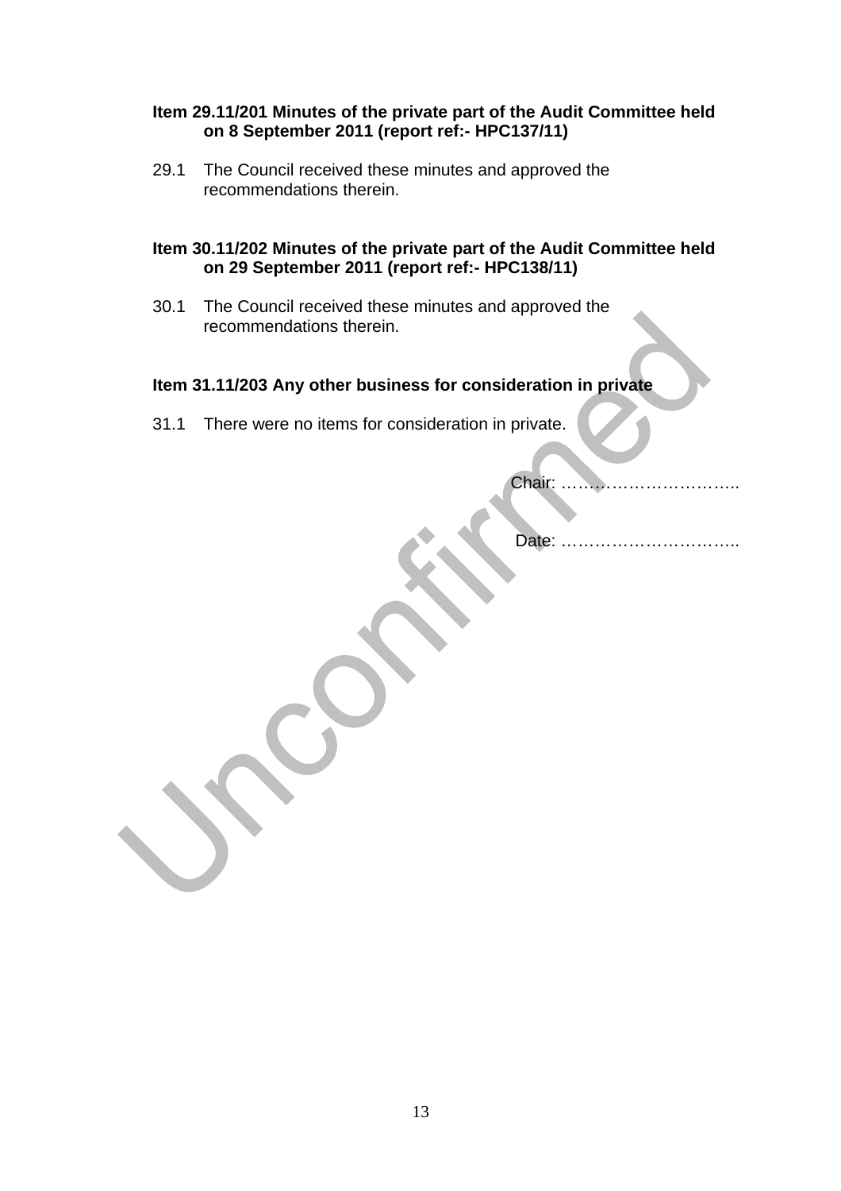**Item 29.11/201 Minutes of the private part of the Audit Committee held on 8 September 2011 (report ref:- HPC137/11)**

29.1 The Council received these minutes and approved the recommendations therein.

**Item 30.11/202 Minutes of the private part of the Audit Committee held on 29 September 2011 (report ref:- HPC138/11)**

30.1 The Council received these minutes and approved the recommendations therein.

**Item 31.11/203 Any other business for consideration in private**

31.1 There were no items for consideration in private.

Chair: …………………………..

Date: …………………………..

Unconfirmed